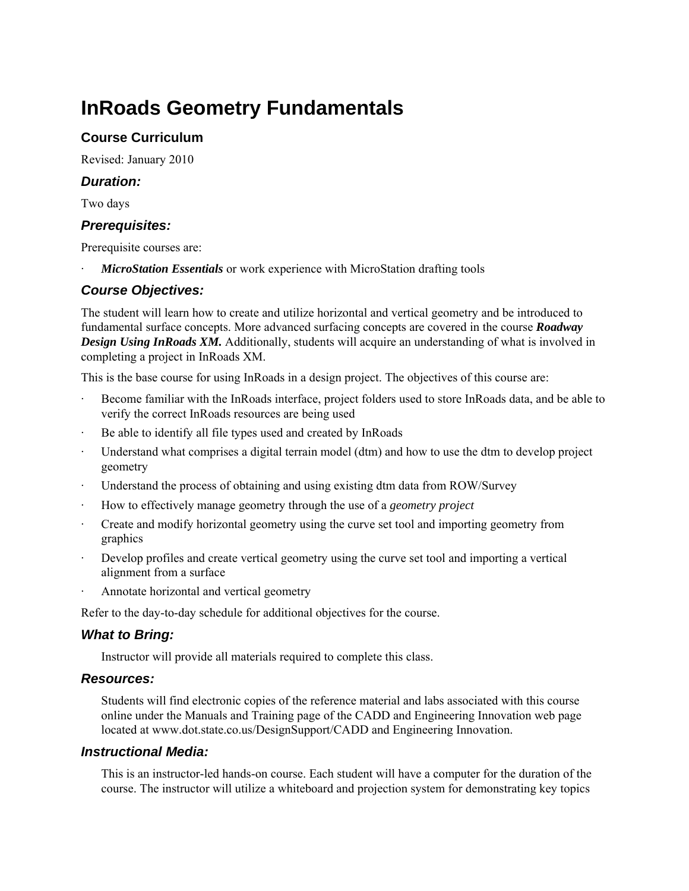# InRoads Geometry Fundamentals

## Course Curriculum

Revised: January 2010

### *Duration:*

Two days

### *Prerequisites:*

Prerequisite courses are:

- ***MicroStation Essentials*** or work experience with MicroStation drafting tools

### *Course Objectives:*

The student will learn how to create and utilize horizontal and vertical geometry and be introduced to fundamental surface concepts. More advanced surfacing concepts are covered in the course ***Roadway Design Using InRoads XM.*** Additionally, students will acquire an understanding of what is involved in completing a project in InRoads XM.

This is the base course for using InRoads in a design project. The objectives of this course are:

- Become familiar with the InRoads interface, project folders used to store InRoads data, and be able to verify the correct InRoads resources are being used
- Be able to identify all file types used and created by InRoads
- Understand what comprises a digital terrain model (dtm) and how to use the dtm to develop project geometry
- Understand the process of obtaining and using existing dtm data from ROW/Survey
- How to effectively manage geometry through the use of a *geometry project*
- Create and modify horizontal geometry using the curve set tool and importing geometry from graphics
- Develop profiles and create vertical geometry using the curve set tool and importing a vertical alignment from a surface
- Annotate horizontal and vertical geometry

Refer to the day-to-day schedule for additional objectives for the course.

### *What to Bring:*

Instructor will provide all materials required to complete this class.

### *Resources:*

Students will find electronic copies of the reference material and labs associated with this course online under the Manuals and Training page of the CADD and Engineering Innovation web page located at www.dot.state.co.us/DesignSupport/CADD and Engineering Innovation.

### *Instructional Media:*

This is an instructor-led hands-on course. Each student will have a computer for the duration of the course. The instructor will utilize a whiteboard and projection system for demonstrating key topics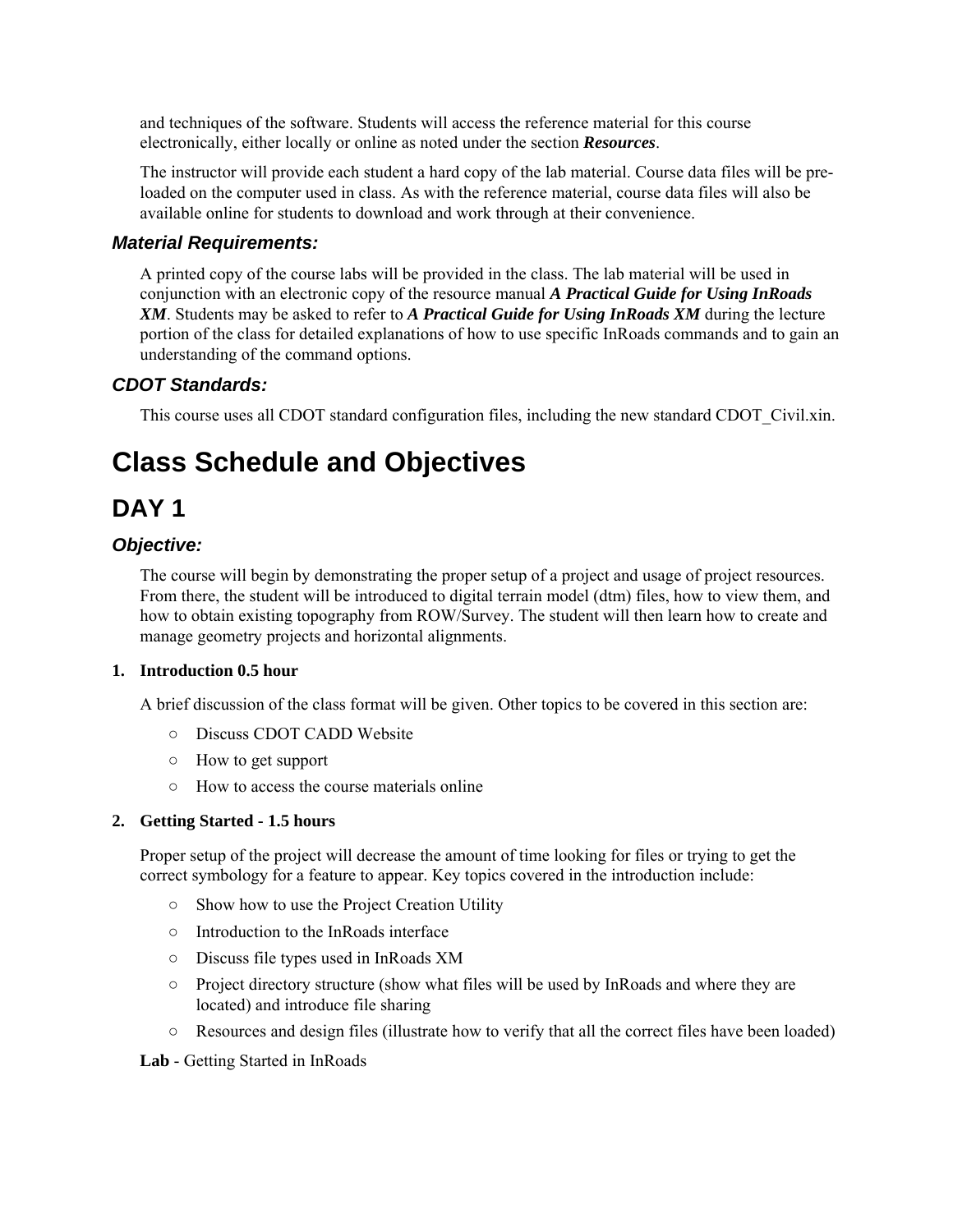and techniques of the software. Students will access the reference material for this course electronically, either locally or online as noted under the section ***Resources***.

The instructor will provide each student a hard copy of the lab material. Course data files will be pre-loaded on the computer used in class. As with the reference material, course data files will also be available online for students to download and work through at their convenience.

### *Material Requirements:*

A printed copy of the course labs will be provided in the class. The lab material will be used in conjunction with an electronic copy of the resource manual ***A Practical Guide for Using InRoads XM***. Students may be asked to refer to ***A Practical Guide for Using InRoads XM*** during the lecture portion of the class for detailed explanations of how to use specific InRoads commands and to gain an understanding of the command options.

### *CDOT Standards:*

This course uses all CDOT standard configuration files, including the new standard CDOT_Civil.xin.

# Class Schedule and Objectives

## DAY 1

### *Objective:*

The course will begin by demonstrating the proper setup of a project and usage of project resources. From there, the student will be introduced to digital terrain model (dtm) files, how to view them, and how to obtain existing topography from ROW/Survey. The student will then learn how to create and manage geometry projects and horizontal alignments.

**1. Introduction 0.5 hour**

A brief discussion of the class format will be given. Other topics to be covered in this section are:

- Discuss CDOT CADD Website
- How to get support
- How to access the course materials online

**2. Getting Started - 1.5 hours**

Proper setup of the project will decrease the amount of time looking for files or trying to get the correct symbology for a feature to appear. Key topics covered in the introduction include:

- Show how to use the Project Creation Utility
- Introduction to the InRoads interface
- Discuss file types used in InRoads XM
- Project directory structure (show what files will be used by InRoads and where they are located) and introduce file sharing
- Resources and design files (illustrate how to verify that all the correct files have been loaded)

**Lab** - Getting Started in InRoads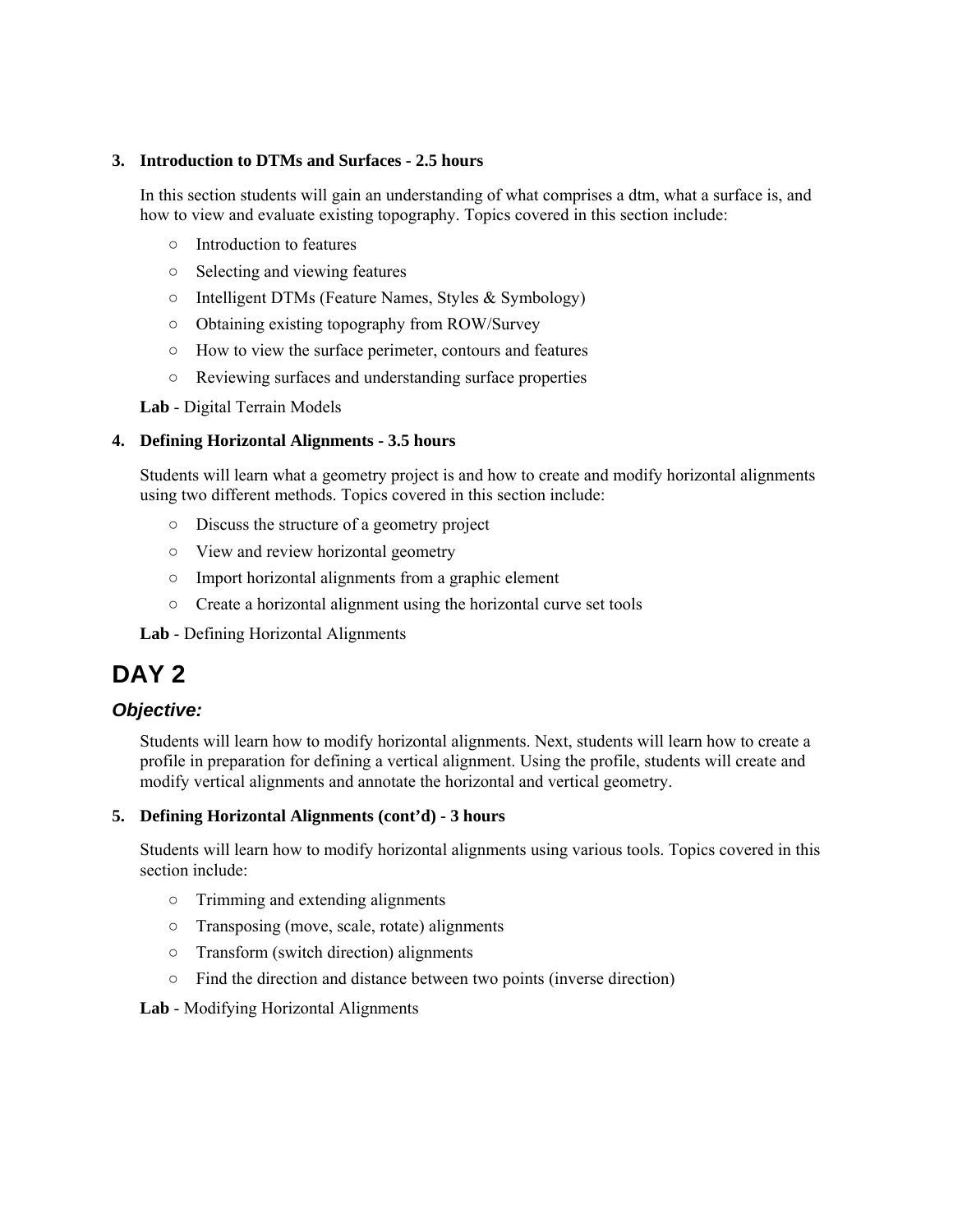**3. Introduction to DTMs and Surfaces - 2.5 hours**

In this section students will gain an understanding of what comprises a dtm, what a surface is, and how to view and evaluate existing topography. Topics covered in this section include:

- Introduction to features
- Selecting and viewing features
- Intelligent DTMs (Feature Names, Styles & Symbology)
- Obtaining existing topography from ROW/Survey
- How to view the surface perimeter, contours and features
- Reviewing surfaces and understanding surface properties

**Lab** - Digital Terrain Models

**4. Defining Horizontal Alignments - 3.5 hours**

Students will learn what a geometry project is and how to create and modify horizontal alignments using two different methods. Topics covered in this section include:

- Discuss the structure of a geometry project
- View and review horizontal geometry
- Import horizontal alignments from a graphic element
- Create a horizontal alignment using the horizontal curve set tools

**Lab** - Defining Horizontal Alignments

# DAY 2

## *Objective:*

Students will learn how to modify horizontal alignments. Next, students will learn how to create a profile in preparation for defining a vertical alignment. Using the profile, students will create and modify vertical alignments and annotate the horizontal and vertical geometry.

**5. Defining Horizontal Alignments (cont'd) - 3 hours**

Students will learn how to modify horizontal alignments using various tools. Topics covered in this section include:

- Trimming and extending alignments
- Transposing (move, scale, rotate) alignments
- Transform (switch direction) alignments
- Find the direction and distance between two points (inverse direction)

**Lab** - Modifying Horizontal Alignments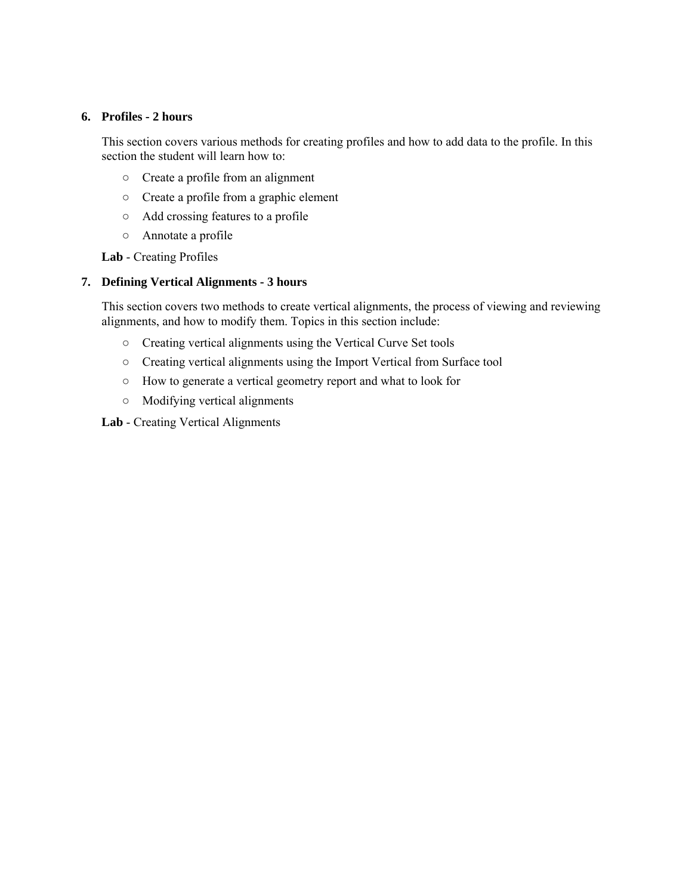6. **Profiles - 2 hours**

   This section covers various methods for creating profiles and how to add data to the profile. In this section the student will learn how to:

   - Create a profile from an alignment
   - Create a profile from a graphic element
   - Add crossing features to a profile
   - Annotate a profile

   **Lab** - Creating Profiles

7. **Defining Vertical Alignments - 3 hours**

   This section covers two methods to create vertical alignments, the process of viewing and reviewing alignments, and how to modify them. Topics in this section include:

   - Creating vertical alignments using the Vertical Curve Set tools
   - Creating vertical alignments using the Import Vertical from Surface tool
   - How to generate a vertical geometry report and what to look for
   - Modifying vertical alignments

   **Lab** - Creating Vertical Alignments